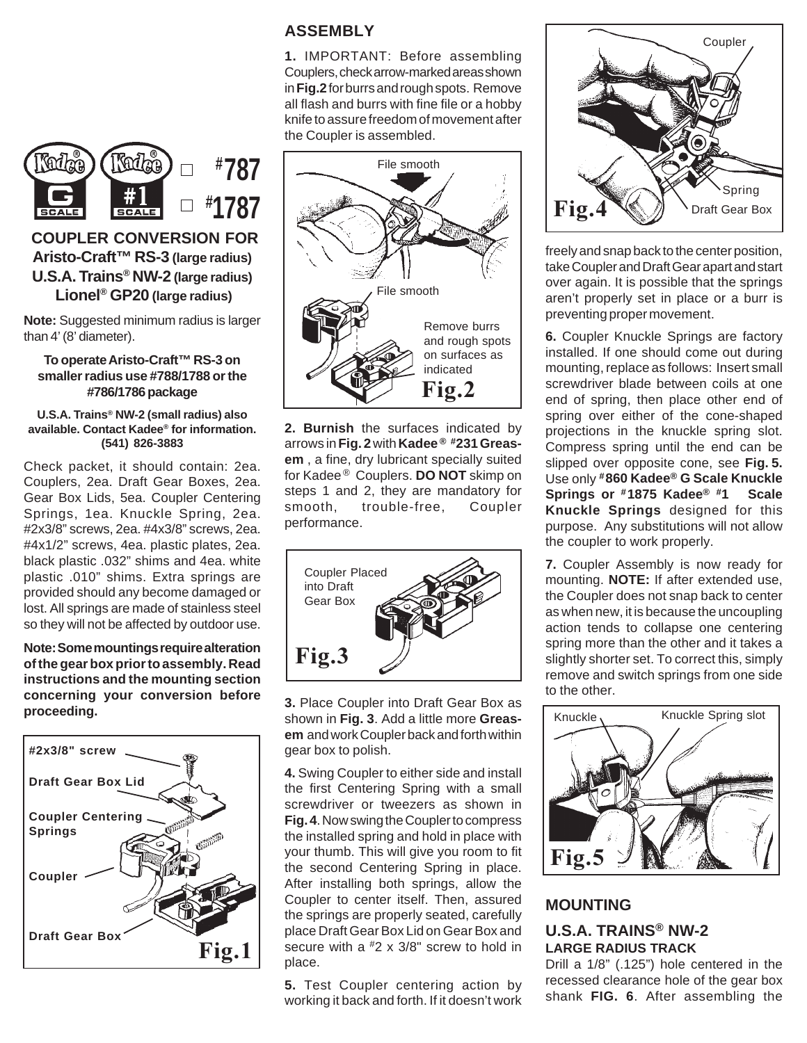Kadee® G SCALE   Kadee® #1 SCALE

☐ #787

☐ #1787

## COUPLER CONVERSION FOR

**Aristo-Craft™ RS-3 (large radius)**
**U.S.A. Trains® NW-2 (large radius)**
**Lionel® GP20 (large radius)**

**Note:** Suggested minimum radius is larger than 4' (8' diameter).

**To operate Aristo-Craft™ RS-3 on smaller radius use #788/1788 or the #786/1786 package**

**U.S.A. Trains® NW-2 (small radius) also available. Contact Kadee® for information. (541) 826-3883**

Check packet, it should contain: 2ea. Couplers, 2ea. Draft Gear Boxes, 2ea. Gear Box Lids, 5ea. Coupler Centering Springs, 1ea. Knuckle Spring, 2ea. #2x3/8" screws, 2ea. #4x3/8" screws, 2ea. #4x1/2" screws, 4ea. plastic plates, 2ea. black plastic .032" shims and 4ea. white plastic .010" shims. Extra springs are provided should any become damaged or lost. All springs are made of stainless steel so they will not be affected by outdoor use.

**Note: Some mountings require alteration of the gear box prior to assembly. Read instructions and the mounting section concerning your conversion before proceeding.**

#2x3/8" screw
Draft Gear Box Lid
Coupler Centering Springs
Coupler
Draft Gear Box
**Fig.1**

## ASSEMBLY

**1.** IMPORTANT: Before assembling Couplers, check arrow-marked areas shown in **Fig.2** for burrs and rough spots. Remove all flash and burrs with fine file or a hobby knife to assure freedom of movement after the Coupler is assembled.

File smooth
File smooth
Remove burrs and rough spots on surfaces as indicated
**Fig.2**

**2. Burnish** the surfaces indicated by arrows in **Fig. 2** with **Kadee® #231 Greasem**, a fine, dry lubricant specially suited for Kadee® Couplers. **DO NOT** skimp on steps 1 and 2, they are mandatory for smooth, trouble-free, Coupler performance.

Coupler Placed into Draft Gear Box
**Fig.3**

**3.** Place Coupler into Draft Gear Box as shown in **Fig. 3**. Add a little more **Greasem** and work Coupler back and forth within gear box to polish.

**4.** Swing Coupler to either side and install the first Centering Spring with a small screwdriver or tweezers as shown in **Fig. 4**. Now swing the Coupler to compress the installed spring and hold in place with your thumb. This will give you room to fit the second Centering Spring in place. After installing both springs, allow the Coupler to center itself. Then, assured the springs are properly seated, carefully place Draft Gear Box Lid on Gear Box and secure with a #2 x 3/8" screw to hold in place.

**5.** Test Coupler centering action by working it back and forth. If it doesn't work freely and snap back to the center position, take Coupler and Draft Gear apart and start over again. It is possible that the springs aren't properly set in place or a burr is preventing proper movement.

Coupler
Spring
Draft Gear Box
**Fig.4**

**6.** Coupler Knuckle Springs are factory installed. If one should come out during mounting, replace as follows: Insert small screwdriver blade between coils at one end of spring, then place other end of spring over either of the cone-shaped projections in the knuckle spring slot. Compress spring until the end can be slipped over opposite cone, see **Fig. 5.** Use only **#860 Kadee® G Scale Knuckle Springs or #1875 Kadee® #1 Scale Knuckle Springs** designed for this purpose. Any substitutions will not allow the coupler to work properly.

**7.** Coupler Assembly is now ready for mounting. **NOTE:** If after extended use, the Coupler does not snap back to center as when new, it is because the uncoupling action tends to collapse one centering spring more than the other and it takes a slightly shorter set. To correct this, simply remove and switch springs from one side to the other.

Knuckle
Knuckle Spring slot
**Fig.5**

## MOUNTING

### U.S.A. TRAINS® NW-2

**LARGE RADIUS TRACK**

Drill a 1/8" (.125") hole centered in the recessed clearance hole of the gear box shank **FIG. 6**. After assembling the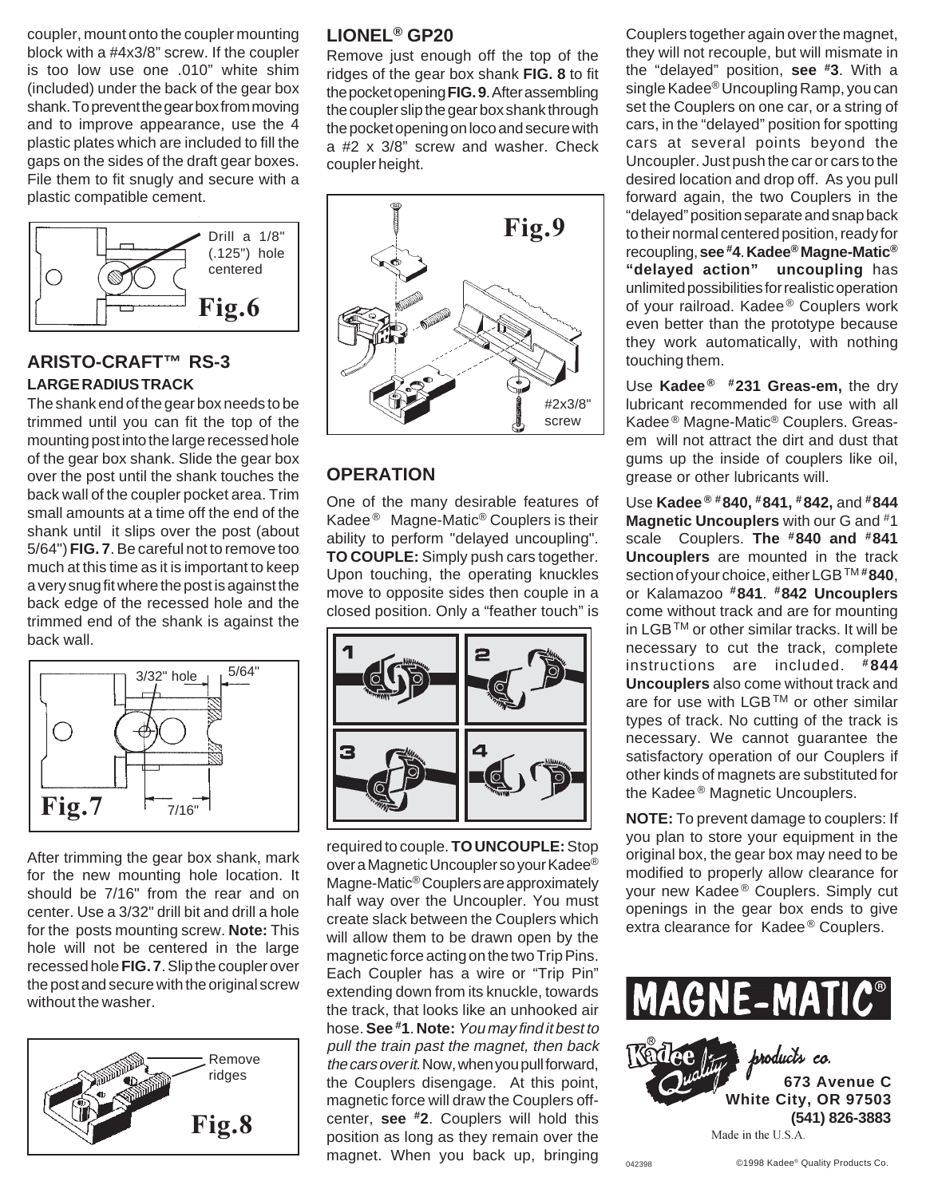coupler, mount onto the coupler mounting block with a #4x3/8" screw. If the coupler is too low use one .010" white shim (included) under the back of the gear box shank. To prevent the gear box from moving and to improve appearance, use the 4 plastic plates which are included to fill the gaps on the sides of the draft gear boxes. File them to fit snugly and secure with a plastic compatible cement.

Drill a 1/8" (.125") hole centered

**Fig.6**

## ARISTO-CRAFT™ RS-3

### LARGE RADIUS TRACK

The shank end of the gear box needs to be trimmed until you can fit the top of the mounting post into the large recessed hole of the gear box shank. Slide the gear box over the post until the shank touches the back wall of the coupler pocket area. Trim small amounts at a time off the end of the shank until it slips over the post (about 5/64") **FIG. 7**. Be careful not to remove too much at this time as it is important to keep a very snug fit where the post is against the back edge of the recessed hole and the trimmed end of the shank is against the back wall.

3/32" hole

5/64"

7/16"

**Fig.7**

After trimming the gear box shank, mark for the new mounting hole location. It should be 7/16" from the rear and on center. Use a 3/32" drill bit and drill a hole for the posts mounting screw. **Note:** This hole will not be centered in the large recessed hole **FIG. 7**. Slip the coupler over the post and secure with the original screw without the washer.

Remove ridges

**Fig.8**

## LIONEL® GP20

Remove just enough off the top of the ridges of the gear box shank **FIG. 8** to fit the pocket opening **FIG. 9**. After assembling the coupler slip the gear box shank through the pocket opening on loco and secure with a #2 x 3/8" screw and washer. Check coupler height.

**Fig.9**

#2x3/8" screw

## OPERATION

One of the many desirable features of Kadee® Magne-Matic® Couplers is their ability to perform "delayed uncoupling". **TO COUPLE:** Simply push cars together. Upon touching, the operating knuckles move to opposite sides then couple in a closed position. Only a "feather touch" is required to couple. **TO UNCOUPLE:** Stop over a Magnetic Uncoupler so your Kadee® Magne-Matic® Couplers are approximately half way over the Uncoupler. You must create slack between the Couplers which will allow them to be drawn open by the magnetic force acting on the two Trip Pins. Each Coupler has a wire or "Trip Pin" extending down from its knuckle, towards the track, that looks like an unhooked air hose. **See #1**. **Note:** *You may find it best to pull the train past the magnet, then back the cars over it.* Now, when you pull forward, the Couplers disengage. At this point, magnetic force will draw the Couplers off-center, **see #2**. Couplers will hold this position as long as they remain over the magnet. When you back up, bringing Couplers together again over the magnet, they will not recouple, but will mismate in the "delayed" position, **see #3**. With a single Kadee® Uncoupling Ramp, you can set the Couplers on one car, or a string of cars, in the "delayed" position for spotting cars at several points beyond the Uncoupler. Just push the car or cars to the desired location and drop off. As you pull forward again, the two Couplers in the "delayed" position separate and snap back to their normal centered position, ready for recoupling, **see #4**. **Kadee® Magne-Matic® "delayed action" uncoupling** has unlimited possibilities for realistic operation of your railroad. Kadee® Couplers work even better than the prototype because they work automatically, with nothing touching them.

Use **Kadee® #231 Greas-em,** the dry lubricant recommended for use with all Kadee® Magne-Matic® Couplers. Greas-em will not attract the dirt and dust that gums up the inside of couplers like oil, grease or other lubricants will.

Use **Kadee® #840, #841, #842,** and **#844 Magnetic Uncouplers** with our G and #1 scale Couplers. **The #840 and #841 Uncouplers** are mounted in the track section of your choice, either LGB™ **#840**, or Kalamazoo **#841**. **#842 Uncouplers** come without track and are for mounting in LGB™ or other similar tracks. It will be necessary to cut the track, complete instructions are included. **#844 Uncouplers** also come without track and are for use with LGB™ or other similar types of track. No cutting of the track is necessary. We cannot guarantee the satisfactory operation of our Couplers if other kinds of magnets are substituted for the Kadee® Magnetic Uncouplers.

**NOTE:** To prevent damage to couplers: If you plan to store your equipment in the original box, the gear box may need to be modified to properly allow clearance for your new Kadee® Couplers. Simply cut openings in the gear box ends to give extra clearance for Kadee® Couplers.

MAGNE-MATIC®

Kadee® Quality products co.

**673 Avenue C**
**White City, OR 97503**
**(541) 826-3883**

Made in the U.S.A.

042398

©1998 Kadee® Quality Products Co.